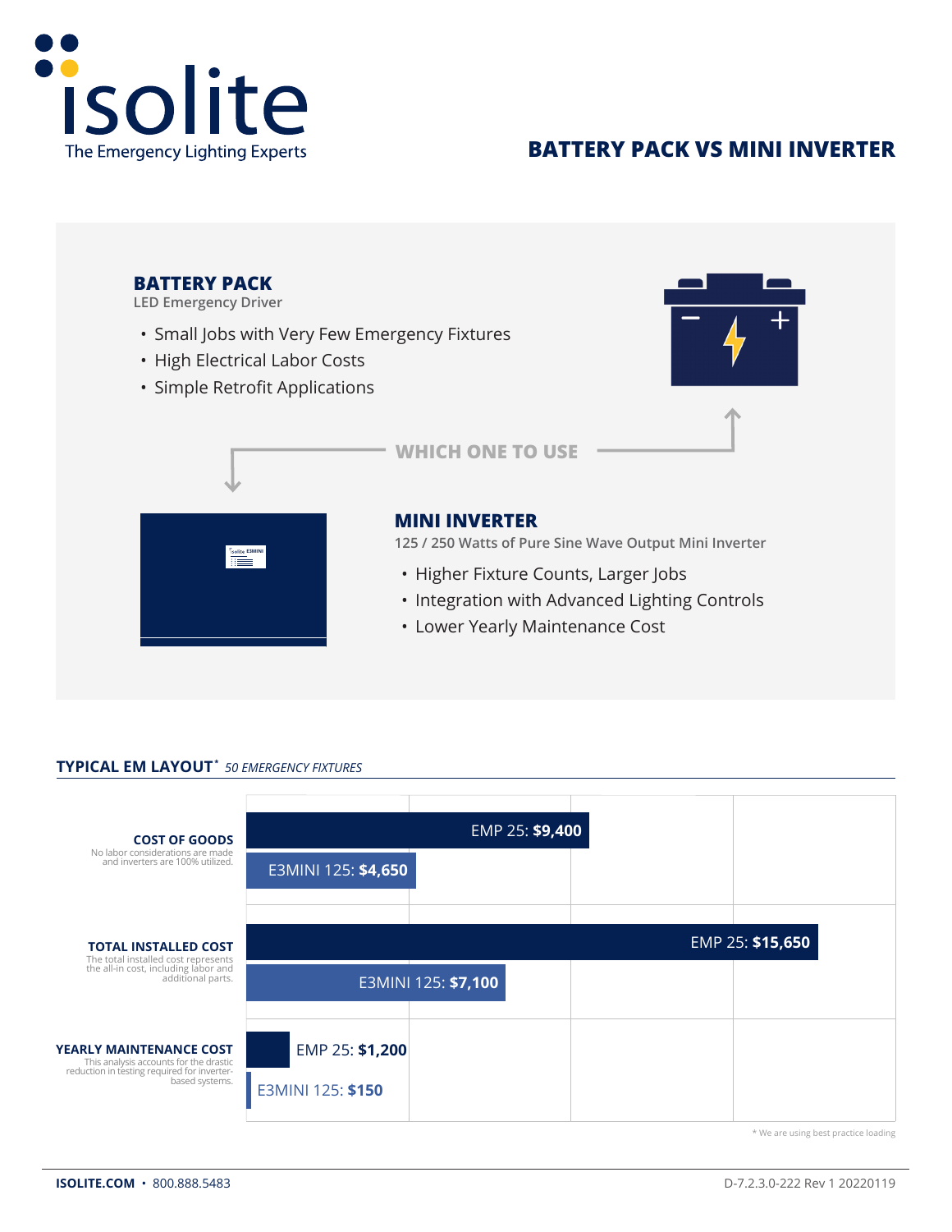isolite
The Emergency Lighting Experts

# BATTERY PACK VS MINI INVERTER

## BATTERY PACK

LED Emergency Driver

- Small Jobs with Very Few Emergency Fixtures
- High Electrical Labor Costs
- Simple Retrofit Applications

WHICH ONE TO USE

## MINI INVERTER

125 / 250 Watts of Pure Sine Wave Output Mini Inverter

- Higher Fixture Counts, Larger Jobs
- Integration with Advanced Lighting Controls
- Lower Yearly Maintenance Cost

## TYPICAL EM LAYOUT* *50 EMERGENCY FIXTURES*

**COST OF GOODS**
No labor considerations are made and inverters are 100% utilized.

EMP 25: **$9,400**
E3MINI 125: **$4,650**

**TOTAL INSTALLED COST**
The total installed cost represents the all-in cost, including labor and additional parts.

EMP 25: **$15,650**
E3MINI 125: **$7,100**

**YEARLY MAINTENANCE COST**
This analysis accounts for the drastic reduction in testing required for inverter-based systems.

EMP 25: **$1,200**
E3MINI 125: **$150**

\* We are using best practice loading

**ISOLITE.COM** • 800.888.5483

D-7.2.3.0-222 Rev 1 20220119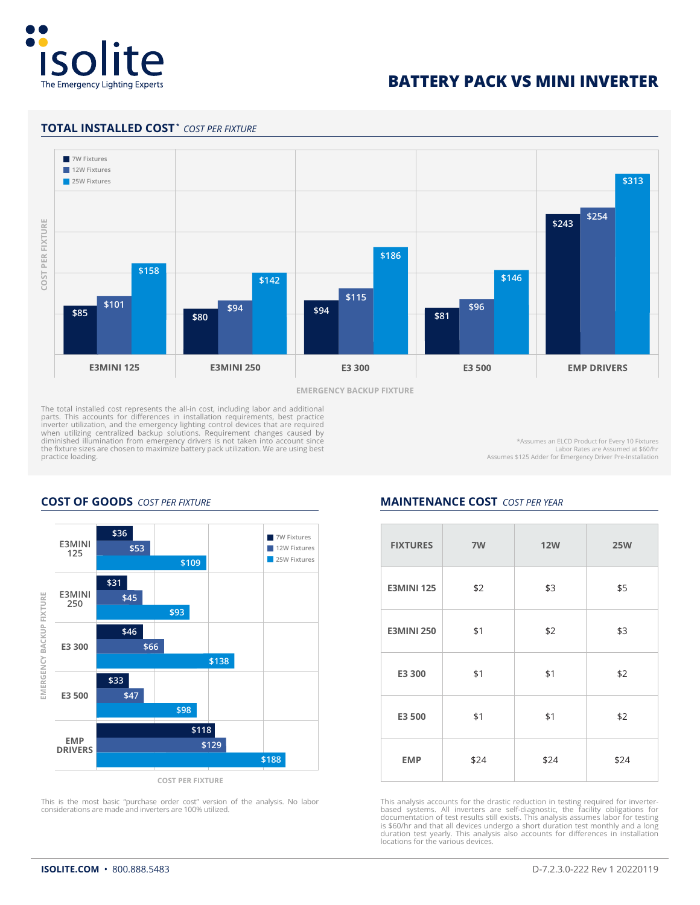# BATTERY PACK VS MINI INVERTER

## TOTAL INSTALLED COST* *COST PER FIXTURE*

7W Fixtures
12W Fixtures
25W Fixtures

COST PER FIXTURE

E3MINI 125: $85, $101, $158
E3MINI 250: $80, $94, $142
E3 300: $94, $115, $186
E3 500: $81, $96, $146
EMP DRIVERS: $243, $254, $313

EMERGENCY BACKUP FIXTURE

The total installed cost represents the all-in cost, including labor and additional parts. This accounts for differences in installation requirements, best practice inverter utilization, and the emergency lighting control devices that are required when utilizing centralized backup solutions. Requirement changes caused by diminished illumination from emergency drivers is not taken into account since the fixture sizes are chosen to maximize battery pack utilization. We are using best practice loading.

*Assumes an ELCD Product for Every 10 Fixtures
Labor Rates are Assumed at $60/hr
Assumes $125 Adder for Emergency Driver Pre-Installation

## COST OF GOODS *COST PER FIXTURE*

7W Fixtures
12W Fixtures
25W Fixtures

EMERGENCY BACKUP FIXTURE

E3MINI 125: $36, $53, $109
E3MINI 250: $31, $45, $93
E3 300: $46, $66, $138
E3 500: $33, $47, $98
EMP DRIVERS: $118, $129, $188

COST PER FIXTURE

This is the most basic "purchase order cost" version of the analysis. No labor considerations are made and inverters are 100% utilized.

## MAINTENANCE COST *COST PER YEAR*

| FIXTURES | 7W | 12W | 25W |
|---|---|---|---|
| E3MINI 125 | $2 | $3 | $5 |
| E3MINI 250 | $1 | $2 | $3 |
| E3 300 | $1 | $1 | $2 |
| E3 500 | $1 | $1 | $2 |
| EMP | $24 | $24 | $24 |

This analysis accounts for the drastic reduction in testing required for inverter-based systems. All inverters are self-diagnostic, the facility obligations for documentation of test results still exists. This analysis assumes labor for testing is $60/hr and that all devices undergo a short duration test monthly and a long duration test yearly. This analysis also accounts for differences in installation locations for the various devices.

**ISOLITE.COM** • 800.888.5483 D-7.2.3.0-222 Rev 1 20220119